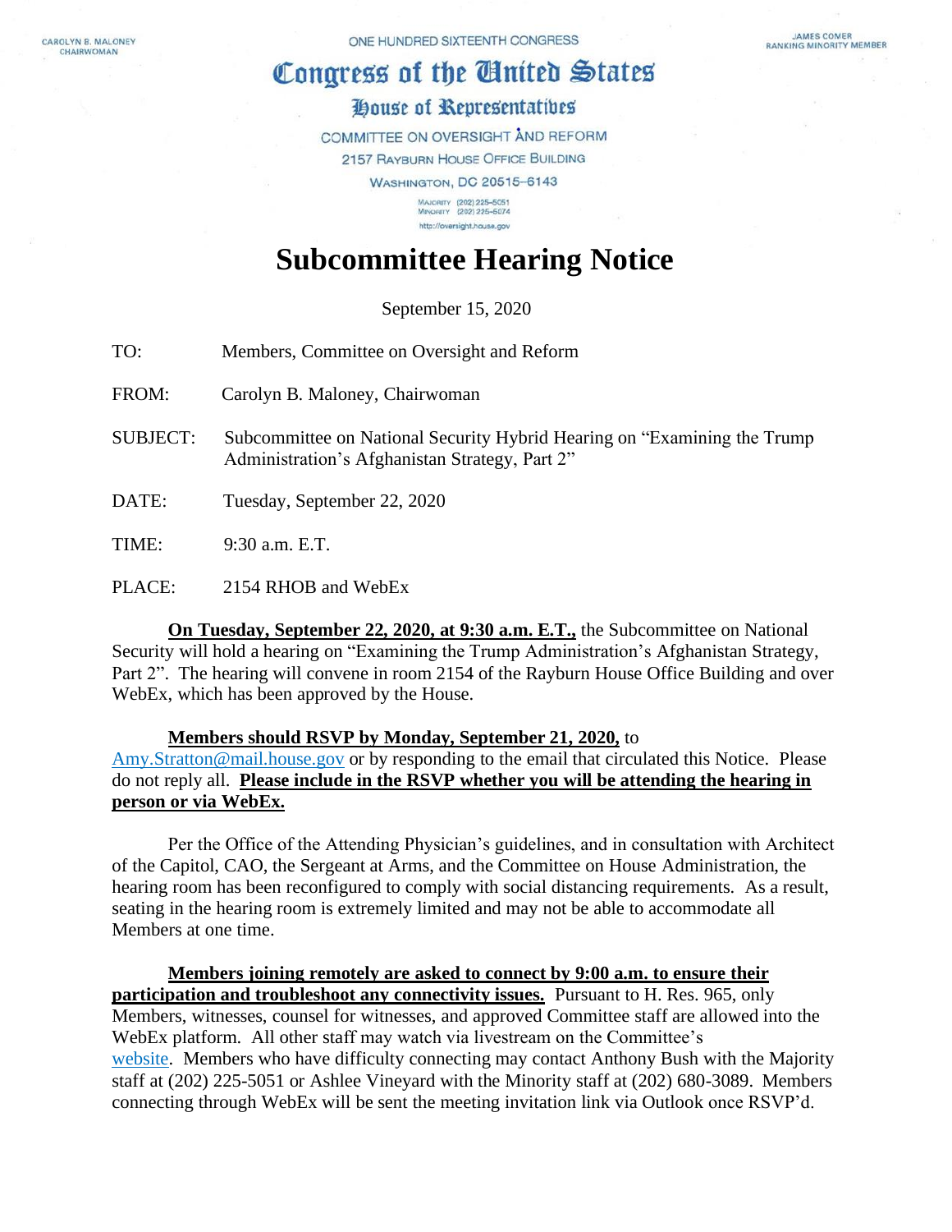CAROLYN B. MALONEY
CHAIRWOMAN

ONE HUNDRED SIXTEENTH CONGRESS

JAMES COMER
RANKING MINORITY MEMBER

**Congress of the United States**

**House of Representatives**

COMMITTEE ON OVERSIGHT AND REFORM
2157 RAYBURN HOUSE OFFICE BUILDING
WASHINGTON, DC 20515–6143

MAJORITY (202) 225-5051
MINORITY (202) 225-5074
http://oversight.house.gov

# Subcommittee Hearing Notice

September 15, 2020

TO: Members, Committee on Oversight and Reform

FROM: Carolyn B. Maloney, Chairwoman

SUBJECT: Subcommittee on National Security Hybrid Hearing on "Examining the Trump Administration's Afghanistan Strategy, Part 2"

DATE: Tuesday, September 22, 2020

TIME: 9:30 a.m. E.T.

PLACE: 2154 RHOB and WebEx

**On Tuesday, September 22, 2020, at 9:30 a.m. E.T.,** the Subcommittee on National Security will hold a hearing on "Examining the Trump Administration's Afghanistan Strategy, Part 2". The hearing will convene in room 2154 of the Rayburn House Office Building and over WebEx, which has been approved by the House.

**Members should RSVP by Monday, September 21, 2020,** to Amy.Stratton@mail.house.gov or by responding to the email that circulated this Notice. Please do not reply all. **Please include in the RSVP whether you will be attending the hearing in person or via WebEx.**

Per the Office of the Attending Physician's guidelines, and in consultation with Architect of the Capitol, CAO, the Sergeant at Arms, and the Committee on House Administration, the hearing room has been reconfigured to comply with social distancing requirements. As a result, seating in the hearing room is extremely limited and may not be able to accommodate all Members at one time.

**Members joining remotely are asked to connect by 9:00 a.m. to ensure their participation and troubleshoot any connectivity issues.** Pursuant to H. Res. 965, only Members, witnesses, counsel for witnesses, and approved Committee staff are allowed into the WebEx platform. All other staff may watch via livestream on the Committee's website. Members who have difficulty connecting may contact Anthony Bush with the Majority staff at (202) 225-5051 or Ashlee Vineyard with the Minority staff at (202) 680-3089. Members connecting through WebEx will be sent the meeting invitation link via Outlook once RSVP'd.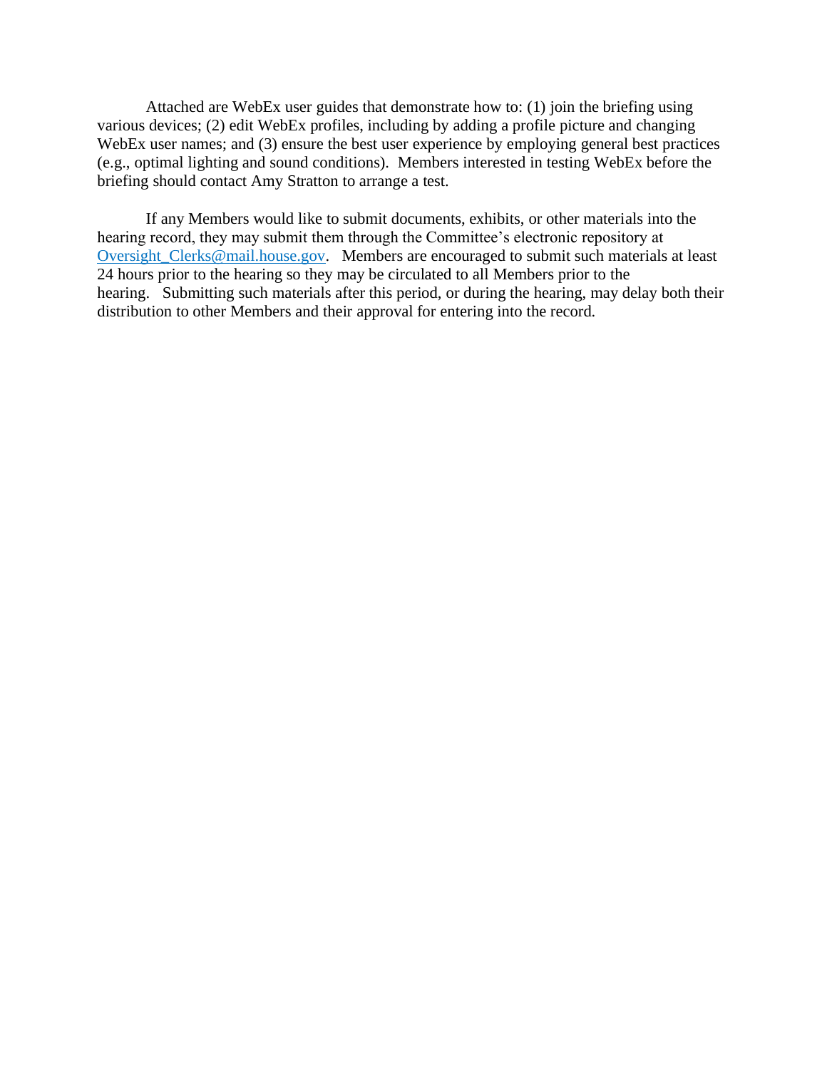Attached are WebEx user guides that demonstrate how to: (1) join the briefing using various devices; (2) edit WebEx profiles, including by adding a profile picture and changing WebEx user names; and (3) ensure the best user experience by employing general best practices (e.g., optimal lighting and sound conditions). Members interested in testing WebEx before the briefing should contact Amy Stratton to arrange a test.

If any Members would like to submit documents, exhibits, or other materials into the hearing record, they may submit them through the Committee's electronic repository at Oversight_Clerks@mail.house.gov. Members are encouraged to submit such materials at least 24 hours prior to the hearing so they may be circulated to all Members prior to the hearing. Submitting such materials after this period, or during the hearing, may delay both their distribution to other Members and their approval for entering into the record.